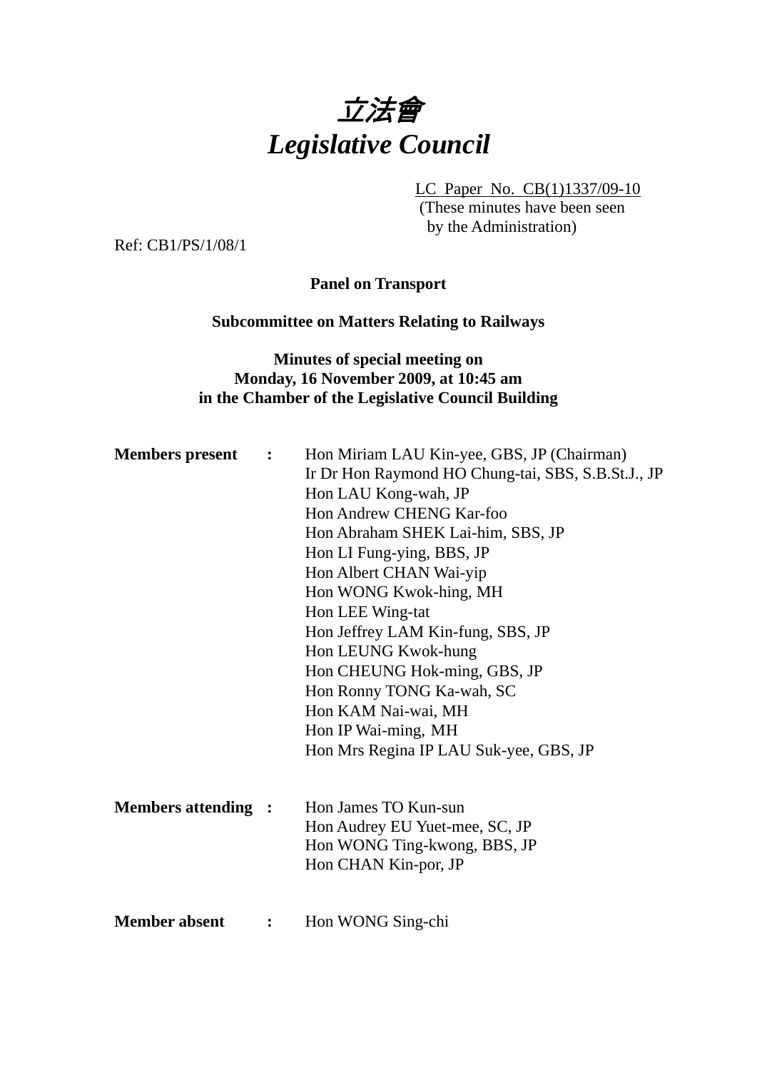# 立法會
# *Legislative Council*

LC Paper No. CB(1)1337/09-10
(These minutes have been seen by the Administration)

Ref: CB1/PS/1/08/1

**Panel on Transport**

**Subcommittee on Matters Relating to Railways**

**Minutes of special meeting on**
**Monday, 16 November 2009, at 10:45 am**
**in the Chamber of the Legislative Council Building**

**Members present :**
Hon Miriam LAU Kin-yee, GBS, JP (Chairman)
Ir Dr Hon Raymond HO Chung-tai, SBS, S.B.St.J., JP
Hon LAU Kong-wah, JP
Hon Andrew CHENG Kar-foo
Hon Abraham SHEK Lai-him, SBS, JP
Hon LI Fung-ying, BBS, JP
Hon Albert CHAN Wai-yip
Hon WONG Kwok-hing, MH
Hon LEE Wing-tat
Hon Jeffrey LAM Kin-fung, SBS, JP
Hon LEUNG Kwok-hung
Hon CHEUNG Hok-ming, GBS, JP
Hon Ronny TONG Ka-wah, SC
Hon KAM Nai-wai, MH
Hon IP Wai-ming, MH
Hon Mrs Regina IP LAU Suk-yee, GBS, JP

**Members attending :**
Hon James TO Kun-sun
Hon Audrey EU Yuet-mee, SC, JP
Hon WONG Ting-kwong, BBS, JP
Hon CHAN Kin-por, JP

**Member absent :**
Hon WONG Sing-chi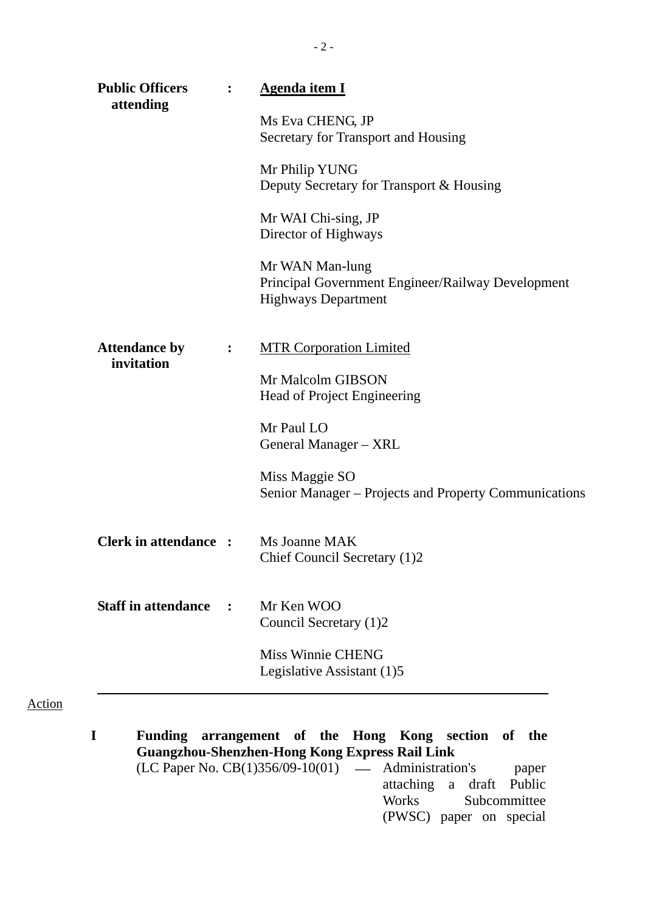**Public Officers attending** : **<u>Agenda item I</u>**

Ms Eva CHENG, JP
Secretary for Transport and Housing

Mr Philip YUNG
Deputy Secretary for Transport & Housing

Mr WAI Chi-sing, JP
Director of Highways

Mr WAN Man-lung
Principal Government Engineer/Railway Development
Highways Department

**Attendance by invitation** : <u>MTR Corporation Limited</u>

Mr Malcolm GIBSON
Head of Project Engineering

Mr Paul LO
General Manager – XRL

Miss Maggie SO
Senior Manager – Projects and Property Communications

**Clerk in attendance** : Ms Joanne MAK
Chief Council Secretary (1)2

**Staff in attendance** : Mr Ken WOO
Council Secretary (1)2

Miss Winnie CHENG
Legislative Assistant (1)5

---

<u>Action</u>

**I Funding arrangement of the Hong Kong section of the Guangzhou-Shenzhen-Hong Kong Express Rail Link**

(LC Paper No. CB(1)356/09-10(01) — Administration's paper attaching a draft Public Works Subcommittee (PWSC) paper on special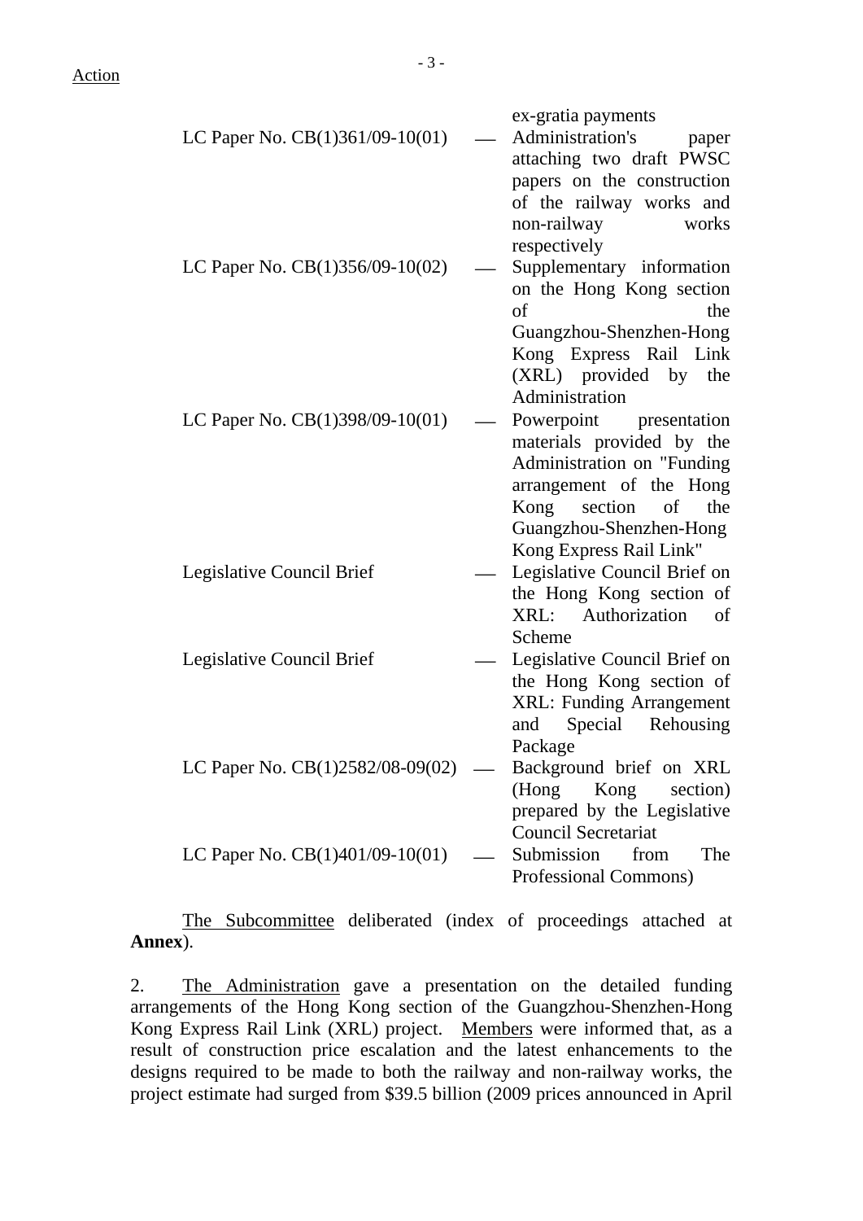Action

| | | |
|---|---|---|
| | | ex-gratia payments |
| LC Paper No. CB(1)361/09-10(01) | — | Administration's paper attaching two draft PWSC papers on the construction of the railway works and non-railway works respectively |
| LC Paper No. CB(1)356/09-10(02) | — | Supplementary information on the Hong Kong section of the Guangzhou-Shenzhen-Hong Kong Express Rail Link (XRL) provided by the Administration |
| LC Paper No. CB(1)398/09-10(01) | — | Powerpoint presentation materials provided by the Administration on "Funding arrangement of the Hong Kong section of the Guangzhou-Shenzhen-Hong Kong Express Rail Link" |
| Legislative Council Brief | — | Legislative Council Brief on the Hong Kong section of XRL: Authorization of Scheme |
| Legislative Council Brief | — | Legislative Council Brief on the Hong Kong section of XRL: Funding Arrangement and Special Rehousing Package |
| LC Paper No. CB(1)2582/08-09(02) | — | Background brief on XRL (Hong Kong section) prepared by the Legislative Council Secretariat |
| LC Paper No. CB(1)401/09-10(01) | — | Submission from The Professional Commons) |

The Subcommittee deliberated (index of proceedings attached at **Annex**).

2. The Administration gave a presentation on the detailed funding arrangements of the Hong Kong section of the Guangzhou-Shenzhen-Hong Kong Express Rail Link (XRL) project. Members were informed that, as a result of construction price escalation and the latest enhancements to the designs required to be made to both the railway and non-railway works, the project estimate had surged from $39.5 billion (2009 prices announced in April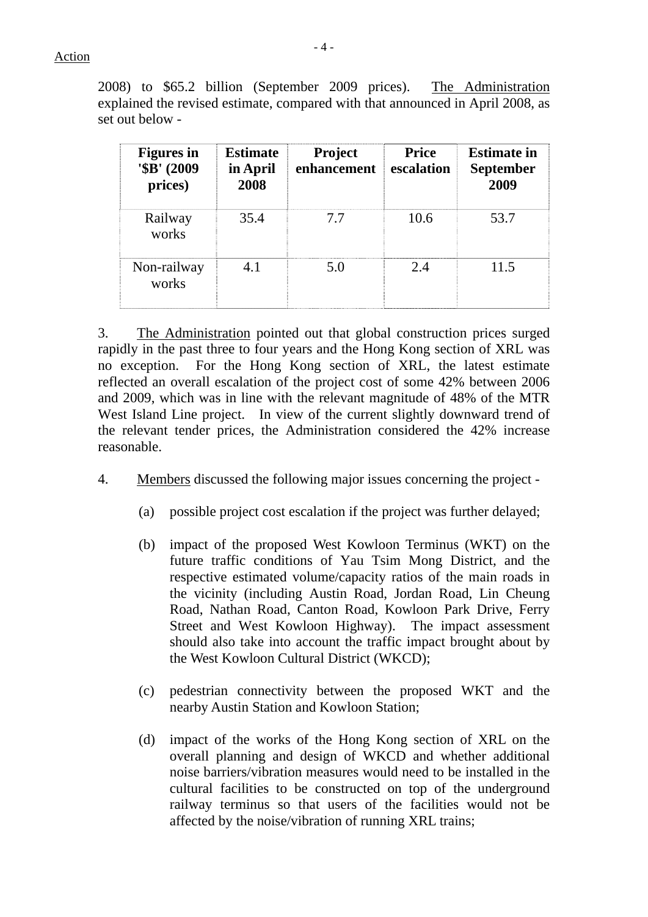2008) to $65.2 billion (September 2009 prices). The Administration explained the revised estimate, compared with that announced in April 2008, as set out below -

| Figures in '$B' (2009 prices) | Estimate in April 2008 | Project enhancement | Price escalation | Estimate in September 2009 |
|---|---|---|---|---|
| Railway works | 35.4 | 7.7 | 10.6 | 53.7 |
| Non-railway works | 4.1 | 5.0 | 2.4 | 11.5 |

3. The Administration pointed out that global construction prices surged rapidly in the past three to four years and the Hong Kong section of XRL was no exception. For the Hong Kong section of XRL, the latest estimate reflected an overall escalation of the project cost of some 42% between 2006 and 2009, which was in line with the relevant magnitude of 48% of the MTR West Island Line project. In view of the current slightly downward trend of the relevant tender prices, the Administration considered the 42% increase reasonable.

4. Members discussed the following major issues concerning the project -

(a) possible project cost escalation if the project was further delayed;

(b) impact of the proposed West Kowloon Terminus (WKT) on the future traffic conditions of Yau Tsim Mong District, and the respective estimated volume/capacity ratios of the main roads in the vicinity (including Austin Road, Jordan Road, Lin Cheung Road, Nathan Road, Canton Road, Kowloon Park Drive, Ferry Street and West Kowloon Highway). The impact assessment should also take into account the traffic impact brought about by the West Kowloon Cultural District (WKCD);

(c) pedestrian connectivity between the proposed WKT and the nearby Austin Station and Kowloon Station;

(d) impact of the works of the Hong Kong section of XRL on the overall planning and design of WKCD and whether additional noise barriers/vibration measures would need to be installed in the cultural facilities to be constructed on top of the underground railway terminus so that users of the facilities would not be affected by the noise/vibration of running XRL trains;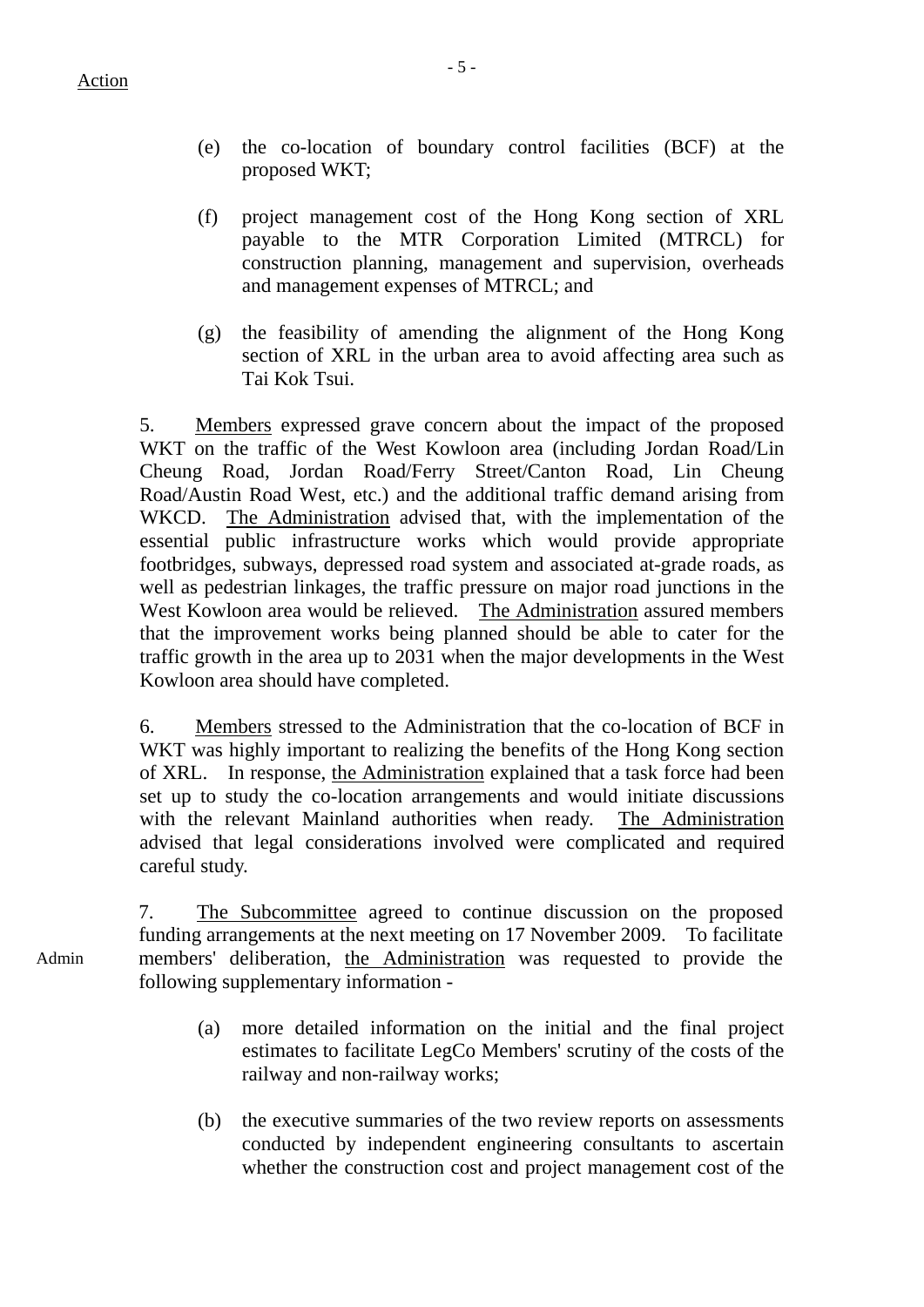Action

(e) the co-location of boundary control facilities (BCF) at the proposed WKT;

(f) project management cost of the Hong Kong section of XRL payable to the MTR Corporation Limited (MTRCL) for construction planning, management and supervision, overheads and management expenses of MTRCL; and

(g) the feasibility of amending the alignment of the Hong Kong section of XRL in the urban area to avoid affecting area such as Tai Kok Tsui.

5. Members expressed grave concern about the impact of the proposed WKT on the traffic of the West Kowloon area (including Jordan Road/Lin Cheung Road, Jordan Road/Ferry Street/Canton Road, Lin Cheung Road/Austin Road West, etc.) and the additional traffic demand arising from WKCD. The Administration advised that, with the implementation of the essential public infrastructure works which would provide appropriate footbridges, subways, depressed road system and associated at-grade roads, as well as pedestrian linkages, the traffic pressure on major road junctions in the West Kowloon area would be relieved. The Administration assured members that the improvement works being planned should be able to cater for the traffic growth in the area up to 2031 when the major developments in the West Kowloon area should have completed.

6. Members stressed to the Administration that the co-location of BCF in WKT was highly important to realizing the benefits of the Hong Kong section of XRL. In response, the Administration explained that a task force had been set up to study the co-location arrangements and would initiate discussions with the relevant Mainland authorities when ready. The Administration advised that legal considerations involved were complicated and required careful study.

7. The Subcommittee agreed to continue discussion on the proposed funding arrangements at the next meeting on 17 November 2009. To facilitate members' deliberation, the Administration was requested to provide the following supplementary information -

Admin

(a) more detailed information on the initial and the final project estimates to facilitate LegCo Members' scrutiny of the costs of the railway and non-railway works;

(b) the executive summaries of the two review reports on assessments conducted by independent engineering consultants to ascertain whether the construction cost and project management cost of the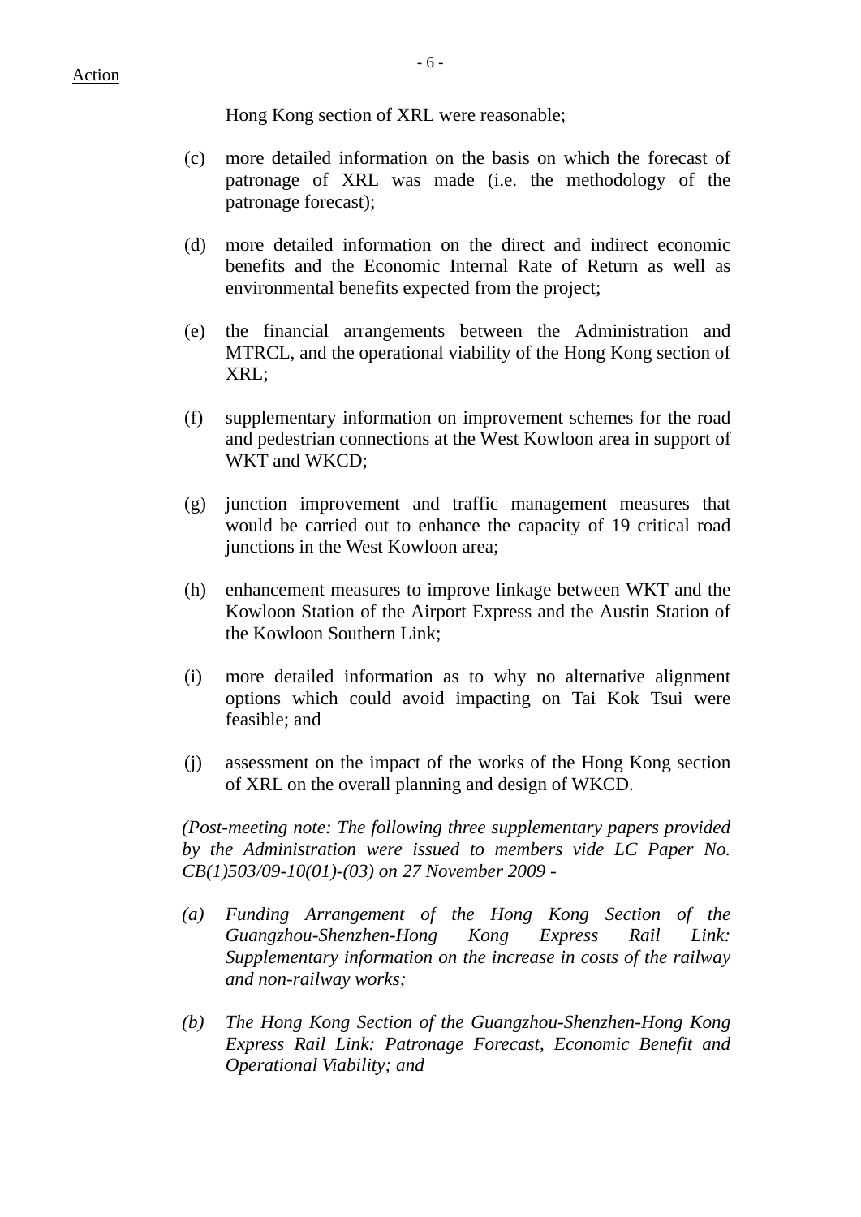Hong Kong section of XRL were reasonable;

(c) more detailed information on the basis on which the forecast of patronage of XRL was made (i.e. the methodology of the patronage forecast);

(d) more detailed information on the direct and indirect economic benefits and the Economic Internal Rate of Return as well as environmental benefits expected from the project;

(e) the financial arrangements between the Administration and MTRCL, and the operational viability of the Hong Kong section of XRL;

(f) supplementary information on improvement schemes for the road and pedestrian connections at the West Kowloon area in support of WKT and WKCD;

(g) junction improvement and traffic management measures that would be carried out to enhance the capacity of 19 critical road junctions in the West Kowloon area;

(h) enhancement measures to improve linkage between WKT and the Kowloon Station of the Airport Express and the Austin Station of the Kowloon Southern Link;

(i) more detailed information as to why no alternative alignment options which could avoid impacting on Tai Kok Tsui were feasible; and

(j) assessment on the impact of the works of the Hong Kong section of XRL on the overall planning and design of WKCD.

*(Post-meeting note: The following three supplementary papers provided by the Administration were issued to members vide LC Paper No. CB(1)503/09-10(01)-(03) on 27 November 2009 -*

*(a) Funding Arrangement of the Hong Kong Section of the Guangzhou-Shenzhen-Hong Kong Express Rail Link: Supplementary information on the increase in costs of the railway and non-railway works;*

*(b) The Hong Kong Section of the Guangzhou-Shenzhen-Hong Kong Express Rail Link: Patronage Forecast, Economic Benefit and Operational Viability; and*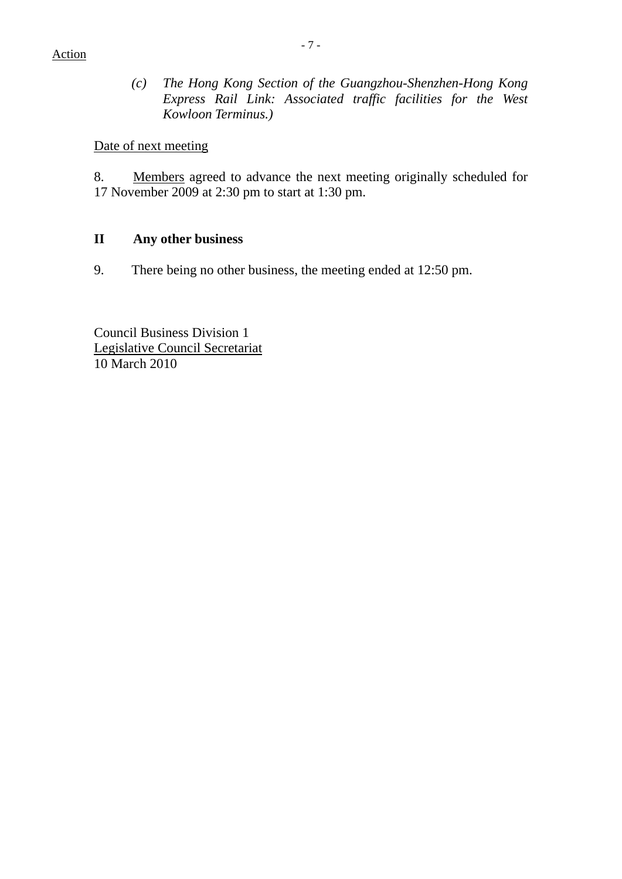Action

> *(c) The Hong Kong Section of the Guangzhou-Shenzhen-Hong Kong Express Rail Link: Associated traffic facilities for the West Kowloon Terminus.)*

Date of next meeting

8. Members agreed to advance the next meeting originally scheduled for 17 November 2009 at 2:30 pm to start at 1:30 pm.

## II Any other business

9. There being no other business, the meeting ended at 12:50 pm.

Council Business Division 1
Legislative Council Secretariat
10 March 2010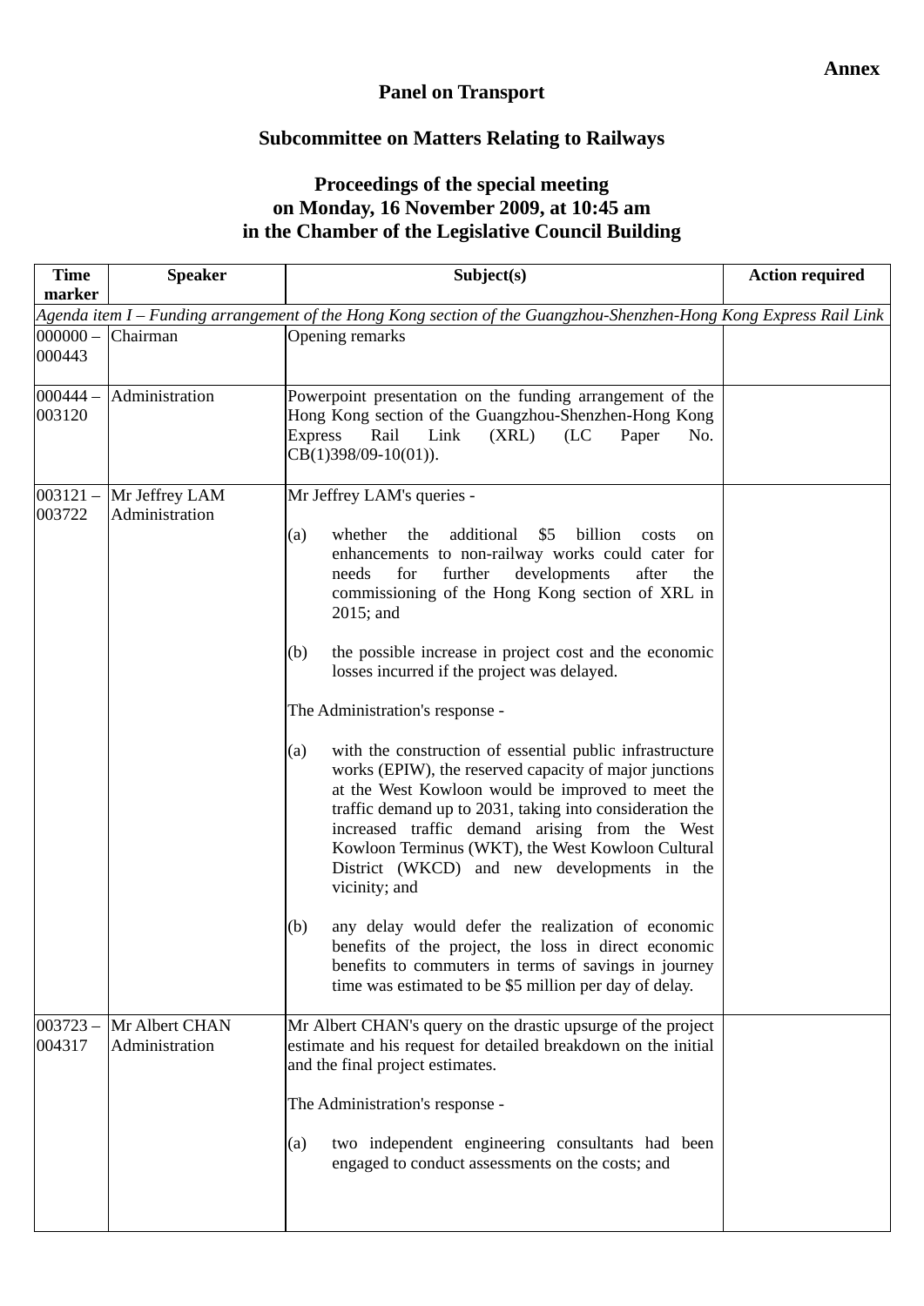**Annex**

## Panel on Transport

## Subcommittee on Matters Relating to Railways

### Proceedings of the special meeting on Monday, 16 November 2009, at 10:45 am in the Chamber of the Legislative Council Building

| Time marker | Speaker | Subject(s) | Action required |
|---|---|---|---|
| *Agenda item I – Funding arrangement of the Hong Kong section of the Guangzhou-Shenzhen-Hong Kong Express Rail Link* | | | |
| 000000 – 000443 | Chairman | Opening remarks | |
| 000444 – 003120 | Administration | Powerpoint presentation on the funding arrangement of the Hong Kong section of the Guangzhou-Shenzhen-Hong Kong Express Rail Link (XRL) (LC Paper No. CB(1)398/09-10(01)). | |
| 003121 – 003722 | Mr Jeffrey LAM<br>Administration | Mr Jeffrey LAM's queries -<br><br>(a) whether the additional $5 billion costs on enhancements to non-railway works could cater for needs for further developments after the commissioning of the Hong Kong section of XRL in 2015; and<br><br>(b) the possible increase in project cost and the economic losses incurred if the project was delayed.<br><br>The Administration's response -<br><br>(a) with the construction of essential public infrastructure works (EPIW), the reserved capacity of major junctions at the West Kowloon would be improved to meet the traffic demand up to 2031, taking into consideration the increased traffic demand arising from the West Kowloon Terminus (WKT), the West Kowloon Cultural District (WKCD) and new developments in the vicinity; and<br><br>(b) any delay would defer the realization of economic benefits of the project, the loss in direct economic benefits to commuters in terms of savings in journey time was estimated to be $5 million per day of delay. | |
| 003723 – 004317 | Mr Albert CHAN<br>Administration | Mr Albert CHAN's query on the drastic upsurge of the project estimate and his request for detailed breakdown on the initial and the final project estimates.<br><br>The Administration's response -<br><br>(a) two independent engineering consultants had been engaged to conduct assessments on the costs; and | |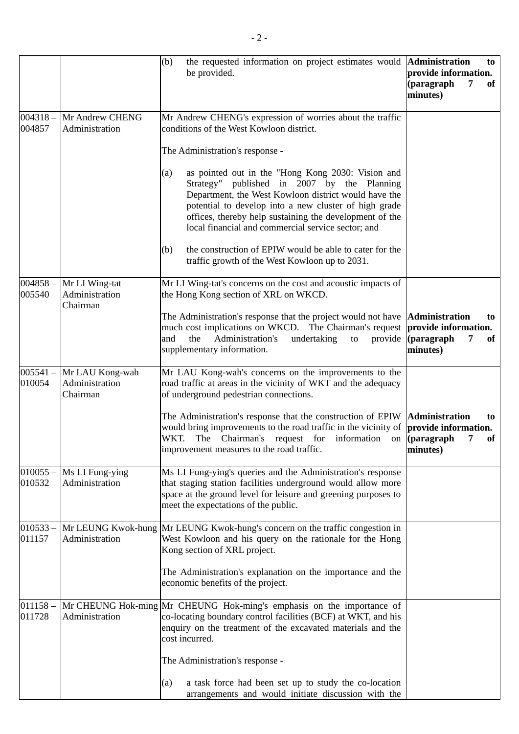| | | | |
|---|---|---|---|
| | | (b) the requested information on project estimates would be provided. | **Administration to provide information. (paragraph 7 of minutes)** |
| 004318 – 004857 | Mr Andrew CHENG Administration | Mr Andrew CHENG's expression of worries about the traffic conditions of the West Kowloon district.<br><br>The Administration's response -<br><br>(a) as pointed out in the "Hong Kong 2030: Vision and Strategy" published in 2007 by the Planning Department, the West Kowloon district would have the potential to develop into a new cluster of high grade offices, thereby help sustaining the development of the local financial and commercial service sector; and<br><br>(b) the construction of EPIW would be able to cater for the traffic growth of the West Kowloon up to 2031. | |
| 004858 – 005540 | Mr LI Wing-tat Administration Chairman | Mr LI Wing-tat's concerns on the cost and acoustic impacts of the Hong Kong section of XRL on WKCD.<br><br>The Administration's response that the project would not have much cost implications on WKCD. The Chairman's request and the Administration's undertaking to provide supplementary information. | **Administration to provide information. (paragraph 7 of minutes)** |
| 005541 – 010054 | Mr LAU Kong-wah Administration Chairman | Mr LAU Kong-wah's concerns on the improvements to the road traffic at areas in the vicinity of WKT and the adequacy of underground pedestrian connections.<br><br>The Administration's response that the construction of EPIW would bring improvements to the road traffic in the vicinity of WKT. The Chairman's request for information on improvement measures to the road traffic. | **Administration to provide information. (paragraph 7 of minutes)** |
| 010055 – 010532 | Ms LI Fung-ying Administration | Ms LI Fung-ying's queries and the Administration's response that staging station facilities underground would allow more space at the ground level for leisure and greening purposes to meet the expectations of the public. | |
| 010533 – 011157 | Mr LEUNG Kwok-hung Administration | Mr LEUNG Kwok-hung's concern on the traffic congestion in West Kowloon and his query on the rationale for the Hong Kong section of XRL project.<br><br>The Administration's explanation on the importance and the economic benefits of the project. | |
| 011158 – 011728 | Mr CHEUNG Hok-ming Administration | Mr CHEUNG Hok-ming's emphasis on the importance of co-locating boundary control facilities (BCF) at WKT, and his enquiry on the treatment of the excavated materials and the cost incurred.<br><br>The Administration's response -<br><br>(a) a task force had been set up to study the co-location arrangements and would initiate discussion with the | |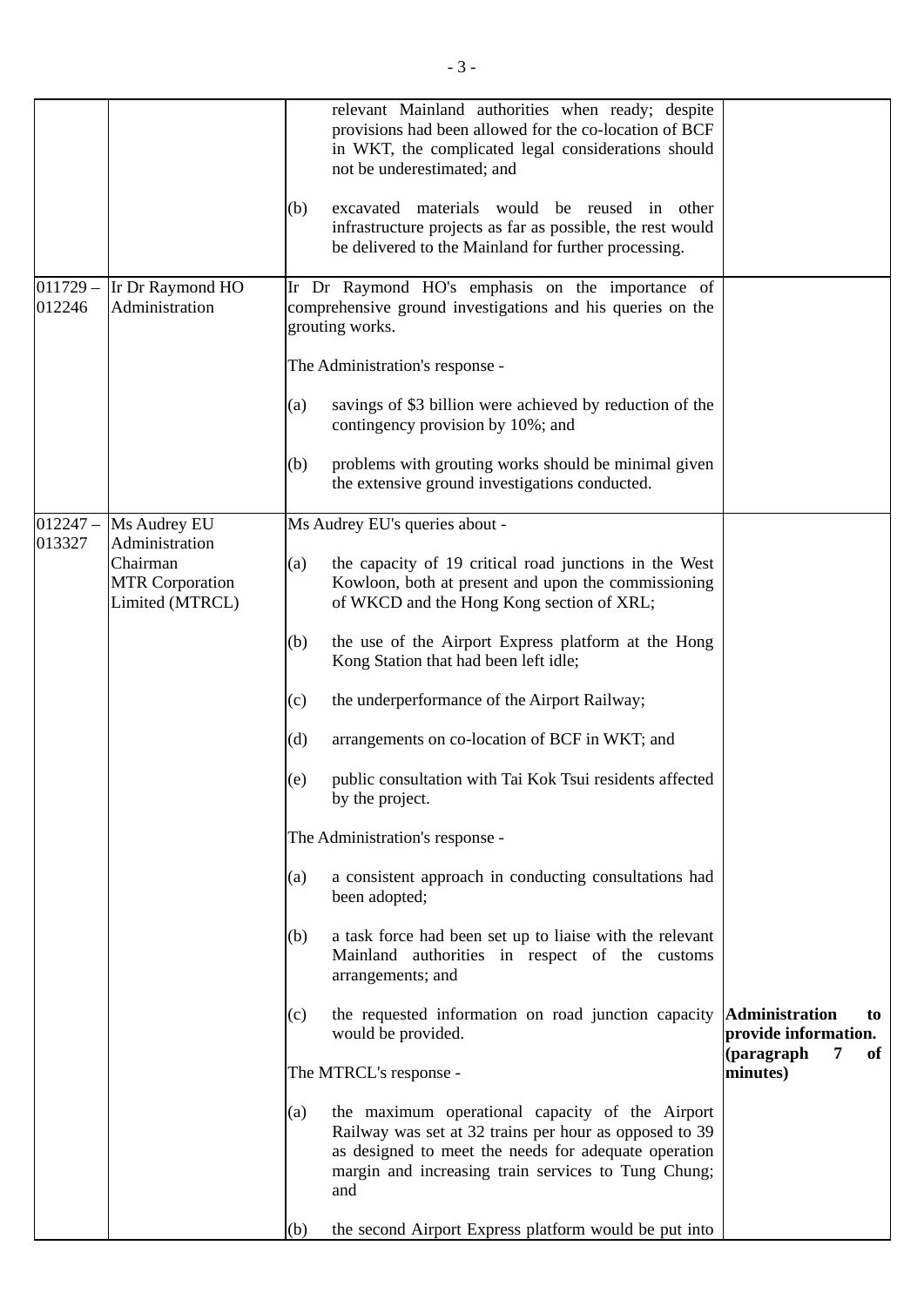| | | | |
|---|---|---|---|
| | | relevant Mainland authorities when ready; despite provisions had been allowed for the co-location of BCF in WKT, the complicated legal considerations should not be underestimated; and<br><br>(b) excavated materials would be reused in other infrastructure projects as far as possible, the rest would be delivered to the Mainland for further processing. | |
| 011729 – 012246 | Ir Dr Raymond HO<br>Administration | Ir Dr Raymond HO's emphasis on the importance of comprehensive ground investigations and his queries on the grouting works.<br><br>The Administration's response -<br><br>(a) savings of $3 billion were achieved by reduction of the contingency provision by 10%; and<br><br>(b) problems with grouting works should be minimal given the extensive ground investigations conducted. | |
| 012247 – 013327 | Ms Audrey EU<br>Administration<br>Chairman<br>MTR Corporation Limited (MTRCL) | Ms Audrey EU's queries about -<br><br>(a) the capacity of 19 critical road junctions in the West Kowloon, both at present and upon the commissioning of WKCD and the Hong Kong section of XRL;<br><br>(b) the use of the Airport Express platform at the Hong Kong Station that had been left idle;<br><br>(c) the underperformance of the Airport Railway;<br><br>(d) arrangements on co-location of BCF in WKT; and<br><br>(e) public consultation with Tai Kok Tsui residents affected by the project.<br><br>The Administration's response -<br><br>(a) a consistent approach in conducting consultations had been adopted;<br><br>(b) a task force had been set up to liaise with the relevant Mainland authorities in respect of the customs arrangements; and<br><br>(c) the requested information on road junction capacity would be provided.<br><br>The MTRCL's response -<br><br>(a) the maximum operational capacity of the Airport Railway was set at 32 trains per hour as opposed to 39 as designed to meet the needs for adequate operation margin and increasing train services to Tung Chung; and<br><br>(b) the second Airport Express platform would be put into | **Administration to provide information. (paragraph 7 of minutes)** |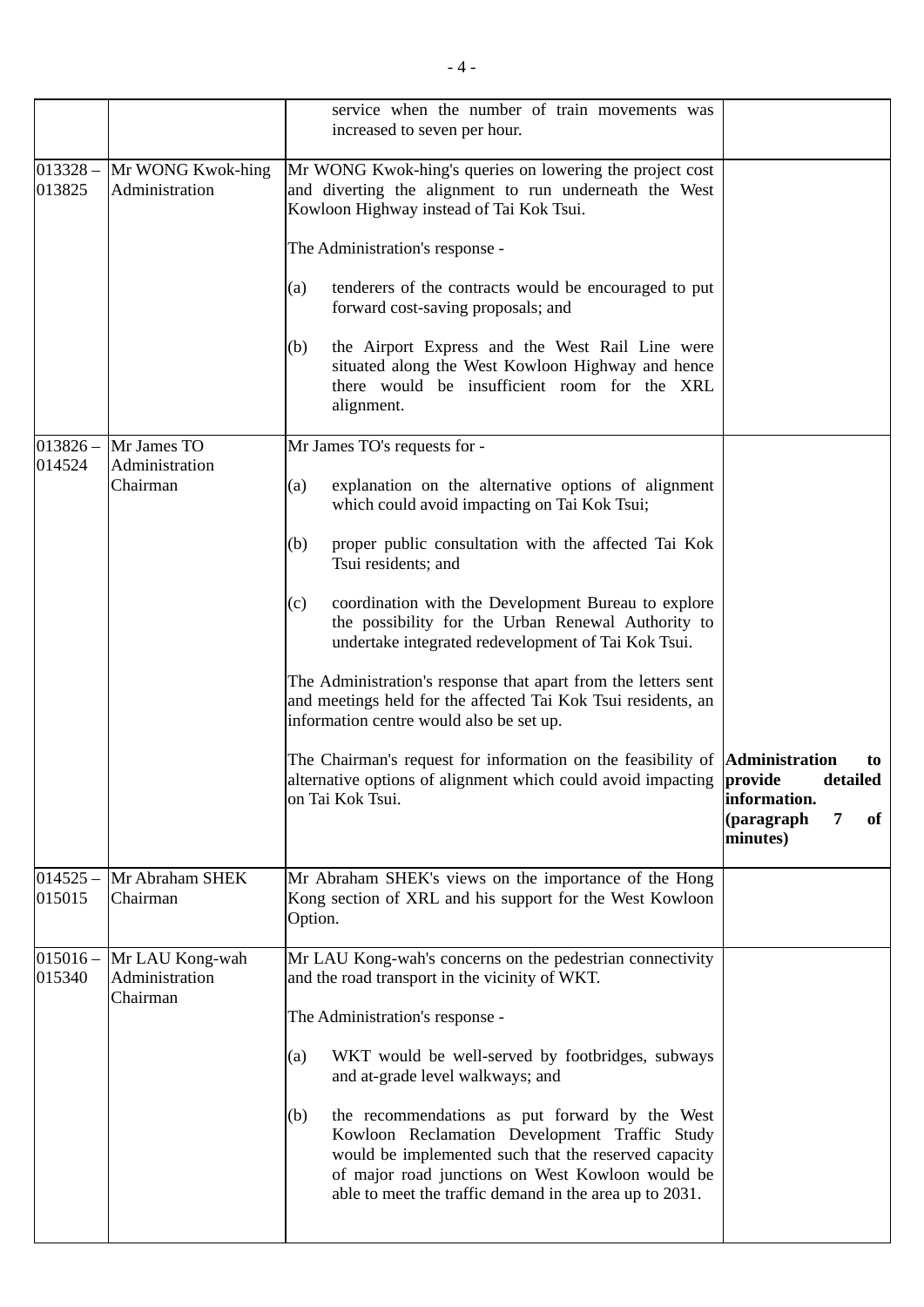| | | | |
|---|---|---|---|
| | | service when the number of train movements was increased to seven per hour. | |
| 013328 – 013825 | Mr WONG Kwok-hing<br>Administration | Mr WONG Kwok-hing's queries on lowering the project cost and diverting the alignment to run underneath the West Kowloon Highway instead of Tai Kok Tsui.<br><br>The Administration's response -<br><br>(a) tenderers of the contracts would be encouraged to put forward cost-saving proposals; and<br><br>(b) the Airport Express and the West Rail Line were situated along the West Kowloon Highway and hence there would be insufficient room for the XRL alignment. | |
| 013826 – 014524 | Mr James TO<br>Administration<br>Chairman | Mr James TO's requests for -<br><br>(a) explanation on the alternative options of alignment which could avoid impacting on Tai Kok Tsui;<br><br>(b) proper public consultation with the affected Tai Kok Tsui residents; and<br><br>(c) coordination with the Development Bureau to explore the possibility for the Urban Renewal Authority to undertake integrated redevelopment of Tai Kok Tsui.<br><br>The Administration's response that apart from the letters sent and meetings held for the affected Tai Kok Tsui residents, an information centre would also be set up.<br><br>The Chairman's request for information on the feasibility of alternative options of alignment which could avoid impacting on Tai Kok Tsui. | **Administration to provide detailed information.<br>(paragraph 7 of minutes)** |
| 014525 – 015015 | Mr Abraham SHEK<br>Chairman | Mr Abraham SHEK's views on the importance of the Hong Kong section of XRL and his support for the West Kowloon Option. | |
| 015016 – 015340 | Mr LAU Kong-wah<br>Administration<br>Chairman | Mr LAU Kong-wah's concerns on the pedestrian connectivity and the road transport in the vicinity of WKT.<br><br>The Administration's response -<br><br>(a) WKT would be well-served by footbridges, subways and at-grade level walkways; and<br><br>(b) the recommendations as put forward by the West Kowloon Reclamation Development Traffic Study would be implemented such that the reserved capacity of major road junctions on West Kowloon would be able to meet the traffic demand in the area up to 2031. | |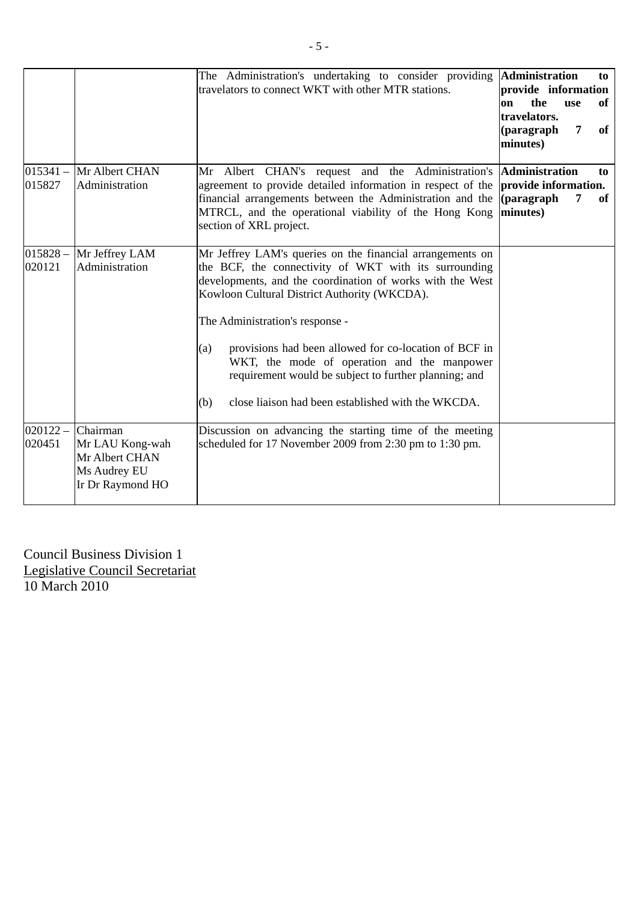| | | | |
|---|---|---|---|
| | | The Administration's undertaking to consider providing travelators to connect WKT with other MTR stations. | **Administration to provide information on the use of travelators. (paragraph 7 of minutes)** |
| 015341 – 015827 | Mr Albert CHAN<br>Administration | Mr Albert CHAN's request and the Administration's agreement to provide detailed information in respect of the financial arrangements between the Administration and the MTRCL, and the operational viability of the Hong Kong section of XRL project. | **Administration to provide information. (paragraph 7 of minutes)** |
| 015828 – 020121 | Mr Jeffrey LAM<br>Administration | Mr Jeffrey LAM's queries on the financial arrangements on the BCF, the connectivity of WKT with its surrounding developments, and the coordination of works with the West Kowloon Cultural District Authority (WKCDA).<br><br>The Administration's response -<br><br>(a) provisions had been allowed for co-location of BCF in WKT, the mode of operation and the manpower requirement would be subject to further planning; and<br><br>(b) close liaison had been established with the WKCDA. | |
| 020122 – 020451 | Chairman<br>Mr LAU Kong-wah<br>Mr Albert CHAN<br>Ms Audrey EU<br>Ir Dr Raymond HO | Discussion on advancing the starting time of the meeting scheduled for 17 November 2009 from 2:30 pm to 1:30 pm. | |

Council Business Division 1
Legislative Council Secretariat
10 March 2010